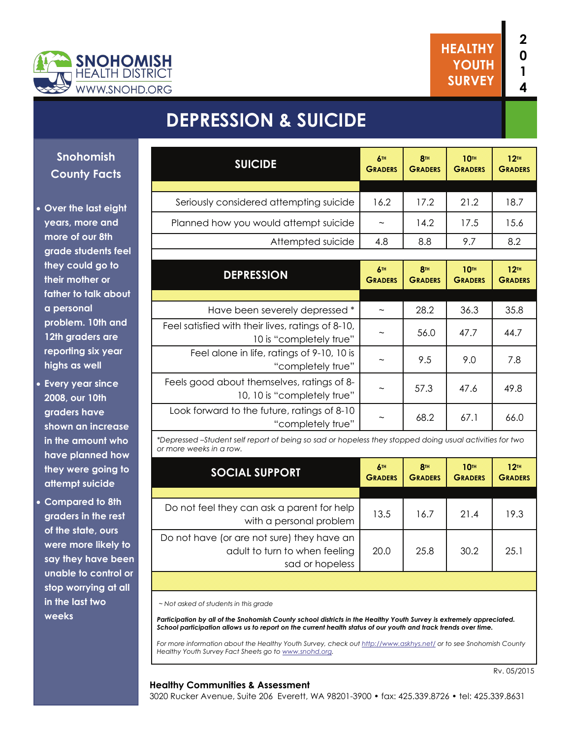SNOHOMISH HEALTH DISTRICT
WWW.SNOHD.ORG

HEALTHY YOUTH SURVEY 2014

# DEPRESSION & SUICIDE

## Snohomish County Facts

- Over the last eight years, more and more of our 8th grade students feel they could go to their mother or father to talk about a personal problem. 10th and 12th graders are reporting six year highs as well
- Every year since 2008, our 10th graders have shown an increase in the amount who have planned how they were going to attempt suicide
- Compared to 8th graders in the rest of the state, ours were more likely to say they have been unable to control or stop worrying at all in the last two weeks

| SUICIDE | 6th Graders | 8th Graders | 10th Graders | 12th Graders |
|---|---|---|---|---|
| Seriously considered attempting suicide | 16.2 | 17.2 | 21.2 | 18.7 |
| Planned how you would attempt suicide | ~ | 14.2 | 17.5 | 15.6 |
| Attempted suicide | 4.8 | 8.8 | 9.7 | 8.2 |

| DEPRESSION | 6th Graders | 8th Graders | 10th Graders | 12th Graders |
|---|---|---|---|---|
| Have been severely depressed * | ~ | 28.2 | 36.3 | 35.8 |
| Feel satisfied with their lives, ratings of 8-10, 10 is "completely true" | ~ | 56.0 | 47.7 | 44.7 |
| Feel alone in life, ratings of 9-10, 10 is "completely true" | ~ | 9.5 | 9.0 | 7.8 |
| Feels good about themselves, ratings of 8-10, 10 is "completely true" | ~ | 57.3 | 47.6 | 49.8 |
| Look forward to the future, ratings of 8-10 "completely true" | ~ | 68.2 | 67.1 | 66.0 |

*\*Depressed –Student self report of being so sad or hopeless they stopped doing usual activities for two or more weeks in a row.*

| SOCIAL SUPPORT | 6th Graders | 8th Graders | 10th Graders | 12th Graders |
|---|---|---|---|---|
| Do not feel they can ask a parent for help with a personal problem | 13.5 | 16.7 | 21.4 | 19.3 |
| Do not have (or are not sure) they have an adult to turn to when feeling sad or hopeless | 20.0 | 25.8 | 30.2 | 25.1 |

*~ Not asked of students in this grade*

***Participation by all of the Snohomish County school districts in the Healthy Youth Survey is extremely appreciated. School participation allows us to report on the current health status of our youth and track trends over time.***

*For more information about the Healthy Youth Survey, check out http://www.askhys.net/ or to see Snohomish County Healthy Youth Survey Fact Sheets go to www.snohd.org.*

Rv. 05/2015

**Healthy Communities & Assessment**
3020 Rucker Avenue, Suite 206 Everett, WA 98201-3900 • fax: 425.339.8726 • tel: 425.339.8631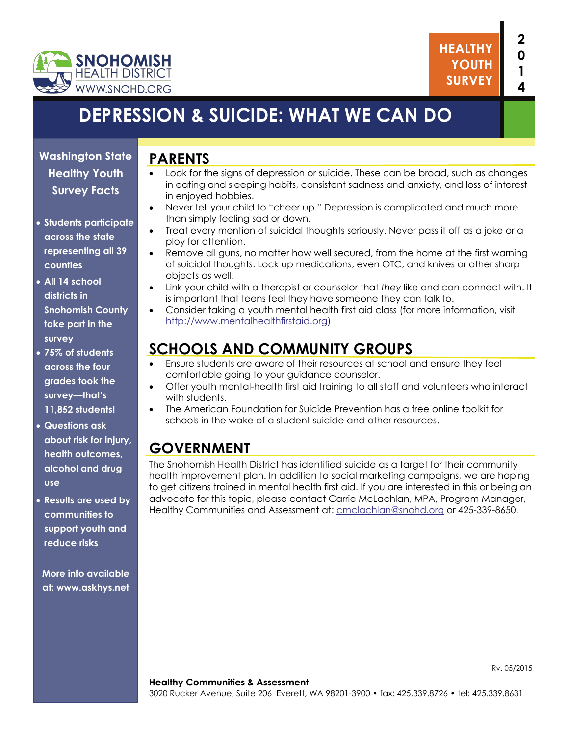SNOHOMISH HEALTH DISTRICT
WWW.SNOHD.ORG

HEALTHY YOUTH SURVEY 2014

# DEPRESSION & SUICIDE: WHAT WE CAN DO

## PARENTS

- Look for the signs of depression or suicide. These can be broad, such as changes in eating and sleeping habits, consistent sadness and anxiety, and loss of interest in enjoyed hobbies.
- Never tell your child to "cheer up." Depression is complicated and much more than simply feeling sad or down.
- Treat every mention of suicidal thoughts seriously. Never pass it off as a joke or a ploy for attention.
- Remove all guns, no matter how well secured, from the home at the first warning of suicidal thoughts. Lock up medications, even OTC, and knives or other sharp objects as well.
- Link your child with a therapist or counselor that *they* like and can connect with. It is important that teens feel they have someone they can talk to.
- Consider taking a youth mental health first aid class (for more information, visit http://www.mentalhealthfirstaid.org)

## SCHOOLS AND COMMUNITY GROUPS

- Ensure students are aware of their resources at school and ensure they feel comfortable going to your guidance counselor.
- Offer youth mental-health first aid training to all staff and volunteers who interact with students.
- The American Foundation for Suicide Prevention has a free online toolkit for schools in the wake of a student suicide and other resources.

## GOVERNMENT

The Snohomish Health District has identified suicide as a target for their community health improvement plan. In addition to social marketing campaigns, we are hoping to get citizens trained in mental health first aid. If you are interested in this or being an advocate for this topic, please contact Carrie McLachlan, MPA, Program Manager, Healthy Communities and Assessment at: cmclachlan@snohd.org or 425-339-8650.

### Washington State Healthy Youth Survey Facts

- **Students participate across the state representing all 39 counties**
- **All 14 school districts in Snohomish County take part in the survey**
- **75% of students across the four grades took the survey—that's 11,852 students!**
- **Questions ask about risk for injury, health outcomes, alcohol and drug use**
- **Results are used by communities to support youth and reduce risks**

**More info available at: www.askhys.net**

Rv. 05/2015

**Healthy Communities & Assessment**
3020 Rucker Avenue, Suite 206 Everett, WA 98201-3900 • fax: 425.339.8726 • tel: 425.339.8631